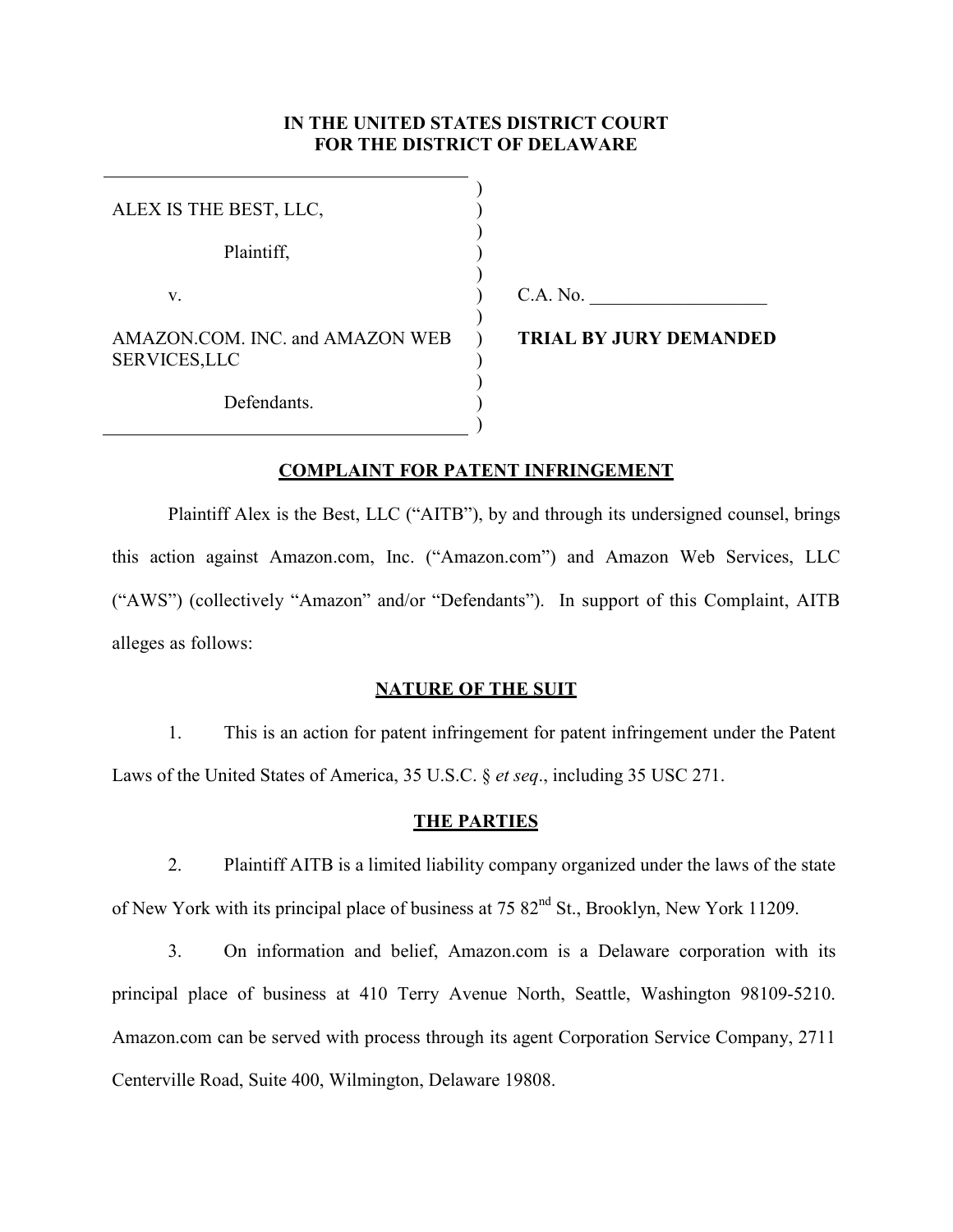**IN THE UNITED STATES DISTRICT COURT**
**FOR THE DISTRICT OF DELAWARE**

| | |
|---|---|
| ALEX IS THE BEST, LLC,<br><br>Plaintiff,<br><br>v.<br><br>AMAZON.COM. INC. and AMAZON WEB SERVICES,LLC<br><br>Defendants. | C.A. No. ___________________<br><br>**TRIAL BY JURY DEMANDED** |

## COMPLAINT FOR PATENT INFRINGEMENT

Plaintiff Alex is the Best, LLC ("AITB"), by and through its undersigned counsel, brings this action against Amazon.com, Inc. ("Amazon.com") and Amazon Web Services, LLC ("AWS") (collectively "Amazon" and/or "Defendants"). In support of this Complaint, AITB alleges as follows:

## NATURE OF THE SUIT

1. This is an action for patent infringement for patent infringement under the Patent Laws of the United States of America, 35 U.S.C. § *et seq*., including 35 USC 271.

## THE PARTIES

2. Plaintiff AITB is a limited liability company organized under the laws of the state of New York with its principal place of business at 75 82nd St., Brooklyn, New York 11209.

3. On information and belief, Amazon.com is a Delaware corporation with its principal place of business at 410 Terry Avenue North, Seattle, Washington 98109-5210. Amazon.com can be served with process through its agent Corporation Service Company, 2711 Centerville Road, Suite 400, Wilmington, Delaware 19808.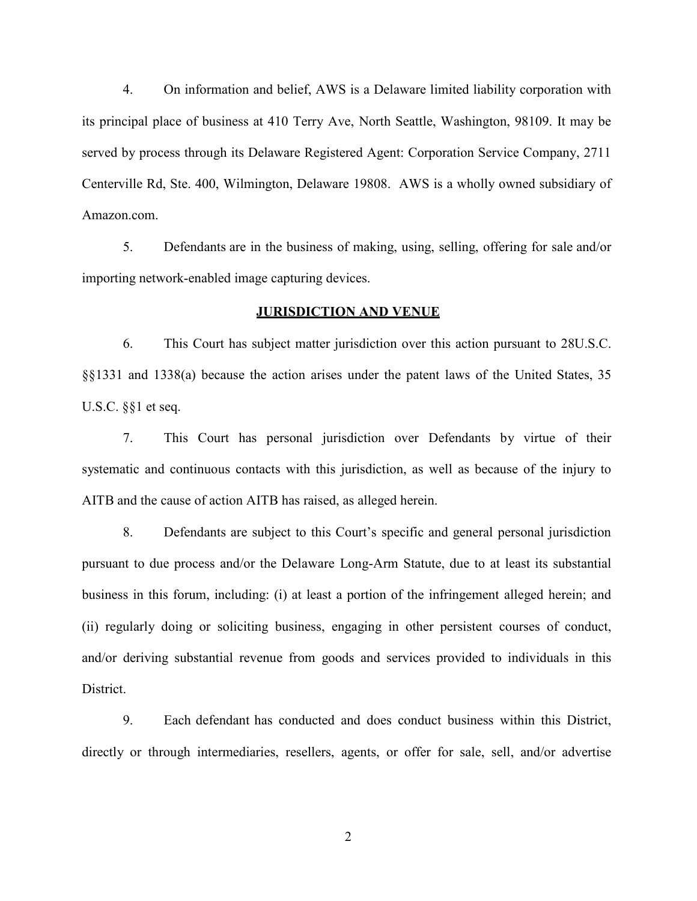4. On information and belief, AWS is a Delaware limited liability corporation with its principal place of business at 410 Terry Ave, North Seattle, Washington, 98109. It may be served by process through its Delaware Registered Agent: Corporation Service Company, 2711 Centerville Rd, Ste. 400, Wilmington, Delaware 19808. AWS is a wholly owned subsidiary of Amazon.com.

5. Defendants are in the business of making, using, selling, offering for sale and/or importing network-enabled image capturing devices.

**JURISDICTION AND VENUE**

6. This Court has subject matter jurisdiction over this action pursuant to 28U.S.C. §§1331 and 1338(a) because the action arises under the patent laws of the United States, 35 U.S.C. §§1 et seq.

7. This Court has personal jurisdiction over Defendants by virtue of their systematic and continuous contacts with this jurisdiction, as well as because of the injury to AITB and the cause of action AITB has raised, as alleged herein.

8. Defendants are subject to this Court's specific and general personal jurisdiction pursuant to due process and/or the Delaware Long-Arm Statute, due to at least its substantial business in this forum, including: (i) at least a portion of the infringement alleged herein; and (ii) regularly doing or soliciting business, engaging in other persistent courses of conduct, and/or deriving substantial revenue from goods and services provided to individuals in this District.

9. Each defendant has conducted and does conduct business within this District, directly or through intermediaries, resellers, agents, or offer for sale, sell, and/or advertise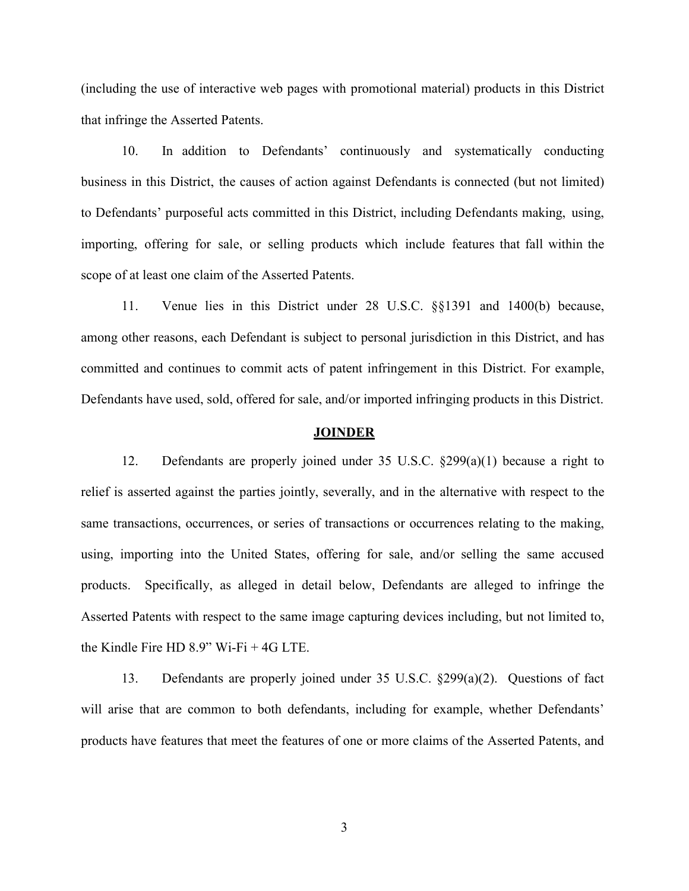(including the use of interactive web pages with promotional material) products in this District that infringe the Asserted Patents.

10. In addition to Defendants' continuously and systematically conducting business in this District, the causes of action against Defendants is connected (but not limited) to Defendants' purposeful acts committed in this District, including Defendants making, using, importing, offering for sale, or selling products which include features that fall within the scope of at least one claim of the Asserted Patents.

11. Venue lies in this District under 28 U.S.C. §§1391 and 1400(b) because, among other reasons, each Defendant is subject to personal jurisdiction in this District, and has committed and continues to commit acts of patent infringement in this District. For example, Defendants have used, sold, offered for sale, and/or imported infringing products in this District.

**JOINDER**

12. Defendants are properly joined under 35 U.S.C. §299(a)(1) because a right to relief is asserted against the parties jointly, severally, and in the alternative with respect to the same transactions, occurrences, or series of transactions or occurrences relating to the making, using, importing into the United States, offering for sale, and/or selling the same accused products. Specifically, as alleged in detail below, Defendants are alleged to infringe the Asserted Patents with respect to the same image capturing devices including, but not limited to, the Kindle Fire HD 8.9" Wi-Fi + 4G LTE.

13. Defendants are properly joined under 35 U.S.C. §299(a)(2). Questions of fact will arise that are common to both defendants, including for example, whether Defendants' products have features that meet the features of one or more claims of the Asserted Patents, and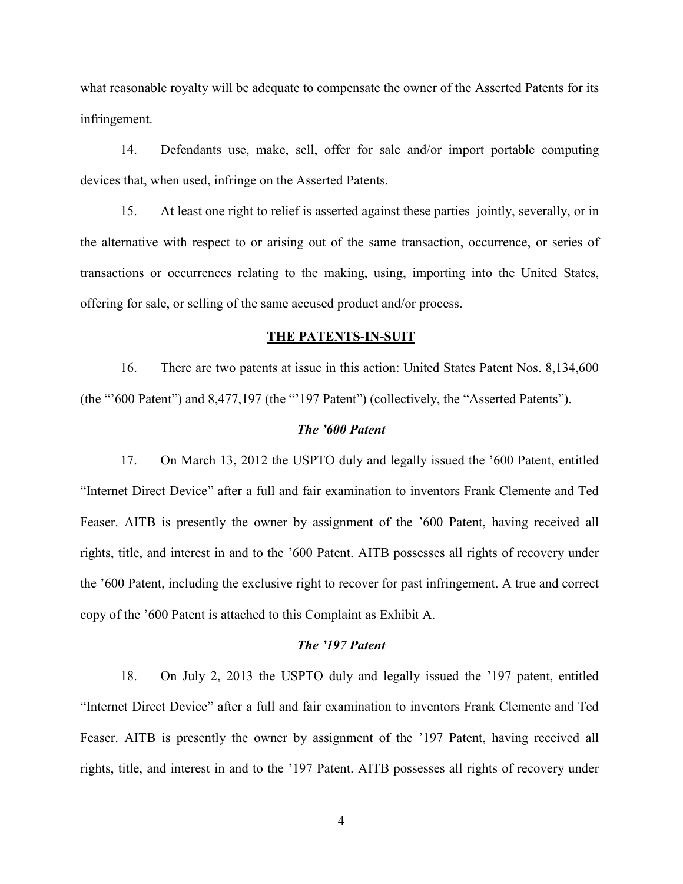what reasonable royalty will be adequate to compensate the owner of the Asserted Patents for its infringement.

14. Defendants use, make, sell, offer for sale and/or import portable computing devices that, when used, infringe on the Asserted Patents.

15. At least one right to relief is asserted against these parties jointly, severally, or in the alternative with respect to or arising out of the same transaction, occurrence, or series of transactions or occurrences relating to the making, using, importing into the United States, offering for sale, or selling of the same accused product and/or process.

## THE PATENTS-IN-SUIT

16. There are two patents at issue in this action: United States Patent Nos. 8,134,600 (the "'600 Patent") and 8,477,197 (the "'197 Patent") (collectively, the "Asserted Patents").

### *The '600 Patent*

17. On March 13, 2012 the USPTO duly and legally issued the '600 Patent, entitled "Internet Direct Device" after a full and fair examination to inventors Frank Clemente and Ted Feaser. AITB is presently the owner by assignment of the '600 Patent, having received all rights, title, and interest in and to the '600 Patent. AITB possesses all rights of recovery under the '600 Patent, including the exclusive right to recover for past infringement. A true and correct copy of the '600 Patent is attached to this Complaint as Exhibit A.

### *The '197 Patent*

18. On July 2, 2013 the USPTO duly and legally issued the '197 patent, entitled "Internet Direct Device" after a full and fair examination to inventors Frank Clemente and Ted Feaser. AITB is presently the owner by assignment of the '197 Patent, having received all rights, title, and interest in and to the '197 Patent. AITB possesses all rights of recovery under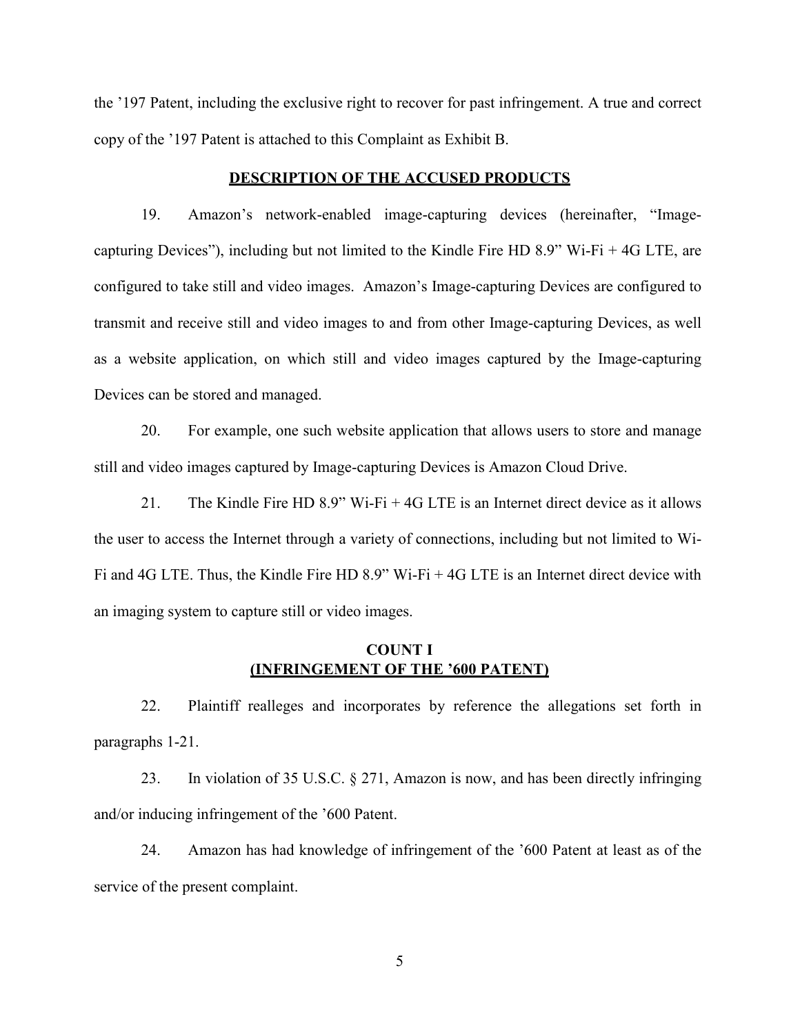the ’197 Patent, including the exclusive right to recover for past infringement. A true and correct copy of the ’197 Patent is attached to this Complaint as Exhibit B.

## DESCRIPTION OF THE ACCUSED PRODUCTS

19. Amazon’s network-enabled image-capturing devices (hereinafter, “Image-capturing Devices”), including but not limited to the Kindle Fire HD 8.9” Wi-Fi + 4G LTE, are configured to take still and video images. Amazon’s Image-capturing Devices are configured to transmit and receive still and video images to and from other Image-capturing Devices, as well as a website application, on which still and video images captured by the Image-capturing Devices can be stored and managed.

20. For example, one such website application that allows users to store and manage still and video images captured by Image-capturing Devices is Amazon Cloud Drive.

21. The Kindle Fire HD 8.9” Wi-Fi + 4G LTE is an Internet direct device as it allows the user to access the Internet through a variety of connections, including but not limited to Wi-Fi and 4G LTE. Thus, the Kindle Fire HD 8.9” Wi-Fi + 4G LTE is an Internet direct device with an imaging system to capture still or video images.

## COUNT I
## (INFRINGEMENT OF THE ’600 PATENT)

22. Plaintiff realleges and incorporates by reference the allegations set forth in paragraphs 1-21.

23. In violation of 35 U.S.C. § 271, Amazon is now, and has been directly infringing and/or inducing infringement of the ’600 Patent.

24. Amazon has had knowledge of infringement of the ’600 Patent at least as of the service of the present complaint.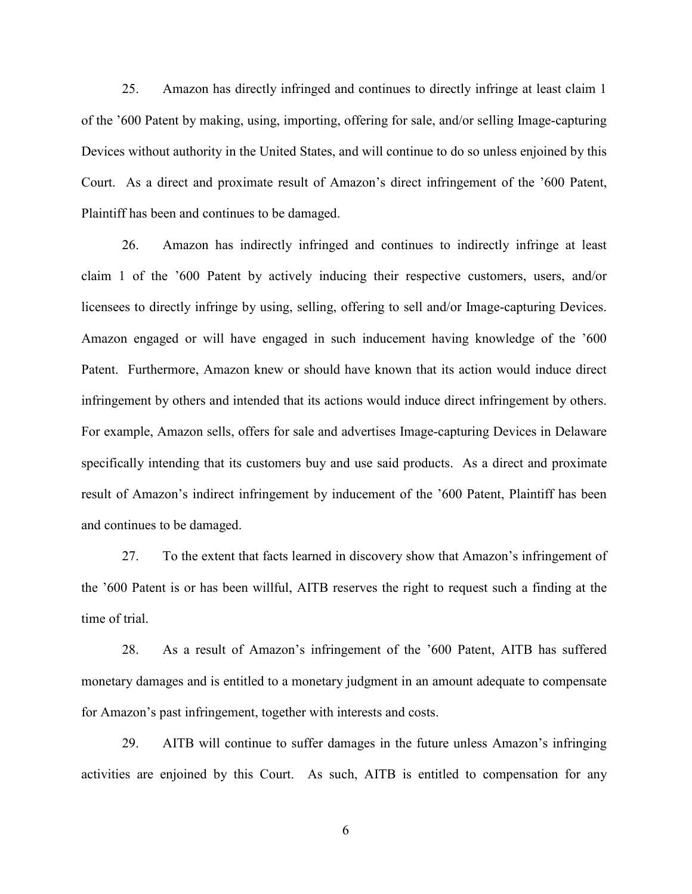25. Amazon has directly infringed and continues to directly infringe at least claim 1 of the ’600 Patent by making, using, importing, offering for sale, and/or selling Image-capturing Devices without authority in the United States, and will continue to do so unless enjoined by this Court. As a direct and proximate result of Amazon’s direct infringement of the ’600 Patent, Plaintiff has been and continues to be damaged.

26. Amazon has indirectly infringed and continues to indirectly infringe at least claim 1 of the ’600 Patent by actively inducing their respective customers, users, and/or licensees to directly infringe by using, selling, offering to sell and/or Image-capturing Devices. Amazon engaged or will have engaged in such inducement having knowledge of the ’600 Patent. Furthermore, Amazon knew or should have known that its action would induce direct infringement by others and intended that its actions would induce direct infringement by others. For example, Amazon sells, offers for sale and advertises Image-capturing Devices in Delaware specifically intending that its customers buy and use said products. As a direct and proximate result of Amazon’s indirect infringement by inducement of the ’600 Patent, Plaintiff has been and continues to be damaged.

27. To the extent that facts learned in discovery show that Amazon’s infringement of the ’600 Patent is or has been willful, AITB reserves the right to request such a finding at the time of trial.

28. As a result of Amazon’s infringement of the ’600 Patent, AITB has suffered monetary damages and is entitled to a monetary judgment in an amount adequate to compensate for Amazon’s past infringement, together with interests and costs.

29. AITB will continue to suffer damages in the future unless Amazon’s infringing activities are enjoined by this Court. As such, AITB is entitled to compensation for any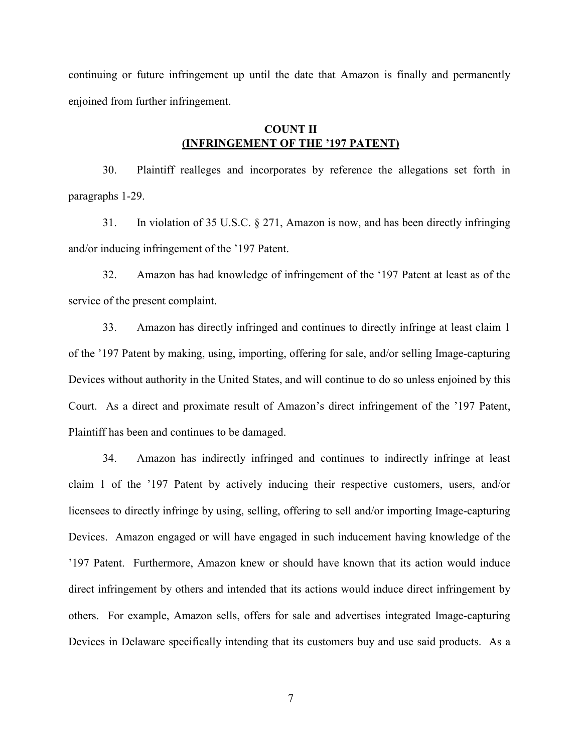continuing or future infringement up until the date that Amazon is finally and permanently enjoined from further infringement.

**COUNT II**
**(INFRINGEMENT OF THE ’197 PATENT)**

30. Plaintiff realleges and incorporates by reference the allegations set forth in paragraphs 1-29.

31. In violation of 35 U.S.C. § 271, Amazon is now, and has been directly infringing and/or inducing infringement of the ’197 Patent.

32. Amazon has had knowledge of infringement of the ‘197 Patent at least as of the service of the present complaint.

33. Amazon has directly infringed and continues to directly infringe at least claim 1 of the ’197 Patent by making, using, importing, offering for sale, and/or selling Image-capturing Devices without authority in the United States, and will continue to do so unless enjoined by this Court. As a direct and proximate result of Amazon’s direct infringement of the ’197 Patent, Plaintiff has been and continues to be damaged.

34. Amazon has indirectly infringed and continues to indirectly infringe at least claim 1 of the ’197 Patent by actively inducing their respective customers, users, and/or licensees to directly infringe by using, selling, offering to sell and/or importing Image-capturing Devices. Amazon engaged or will have engaged in such inducement having knowledge of the ’197 Patent. Furthermore, Amazon knew or should have known that its action would induce direct infringement by others and intended that its actions would induce direct infringement by others. For example, Amazon sells, offers for sale and advertises integrated Image-capturing Devices in Delaware specifically intending that its customers buy and use said products. As a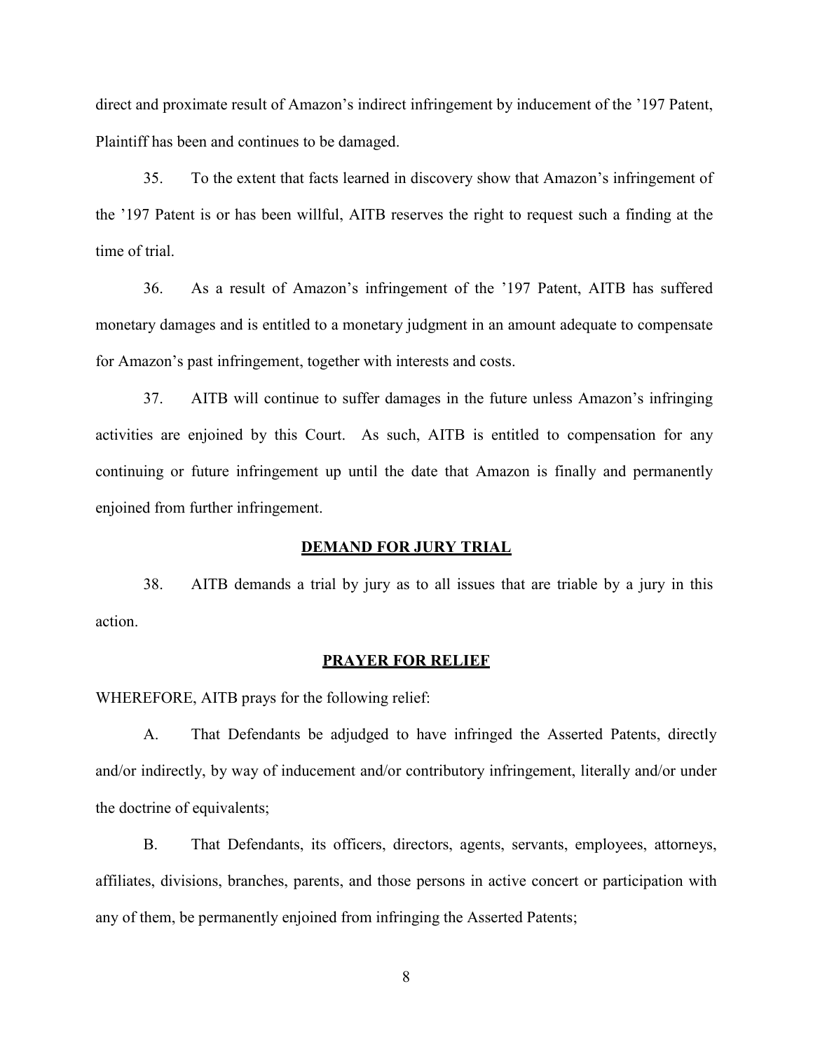direct and proximate result of Amazon's indirect infringement by inducement of the '197 Patent, Plaintiff has been and continues to be damaged.

35. To the extent that facts learned in discovery show that Amazon's infringement of the '197 Patent is or has been willful, AITB reserves the right to request such a finding at the time of trial.

36. As a result of Amazon's infringement of the '197 Patent, AITB has suffered monetary damages and is entitled to a monetary judgment in an amount adequate to compensate for Amazon's past infringement, together with interests and costs.

37. AITB will continue to suffer damages in the future unless Amazon's infringing activities are enjoined by this Court. As such, AITB is entitled to compensation for any continuing or future infringement up until the date that Amazon is finally and permanently enjoined from further infringement.

## DEMAND FOR JURY TRIAL

38. AITB demands a trial by jury as to all issues that are triable by a jury in this action.

## PRAYER FOR RELIEF

WHEREFORE, AITB prays for the following relief:

A. That Defendants be adjudged to have infringed the Asserted Patents, directly and/or indirectly, by way of inducement and/or contributory infringement, literally and/or under the doctrine of equivalents;

B. That Defendants, its officers, directors, agents, servants, employees, attorneys, affiliates, divisions, branches, parents, and those persons in active concert or participation with any of them, be permanently enjoined from infringing the Asserted Patents;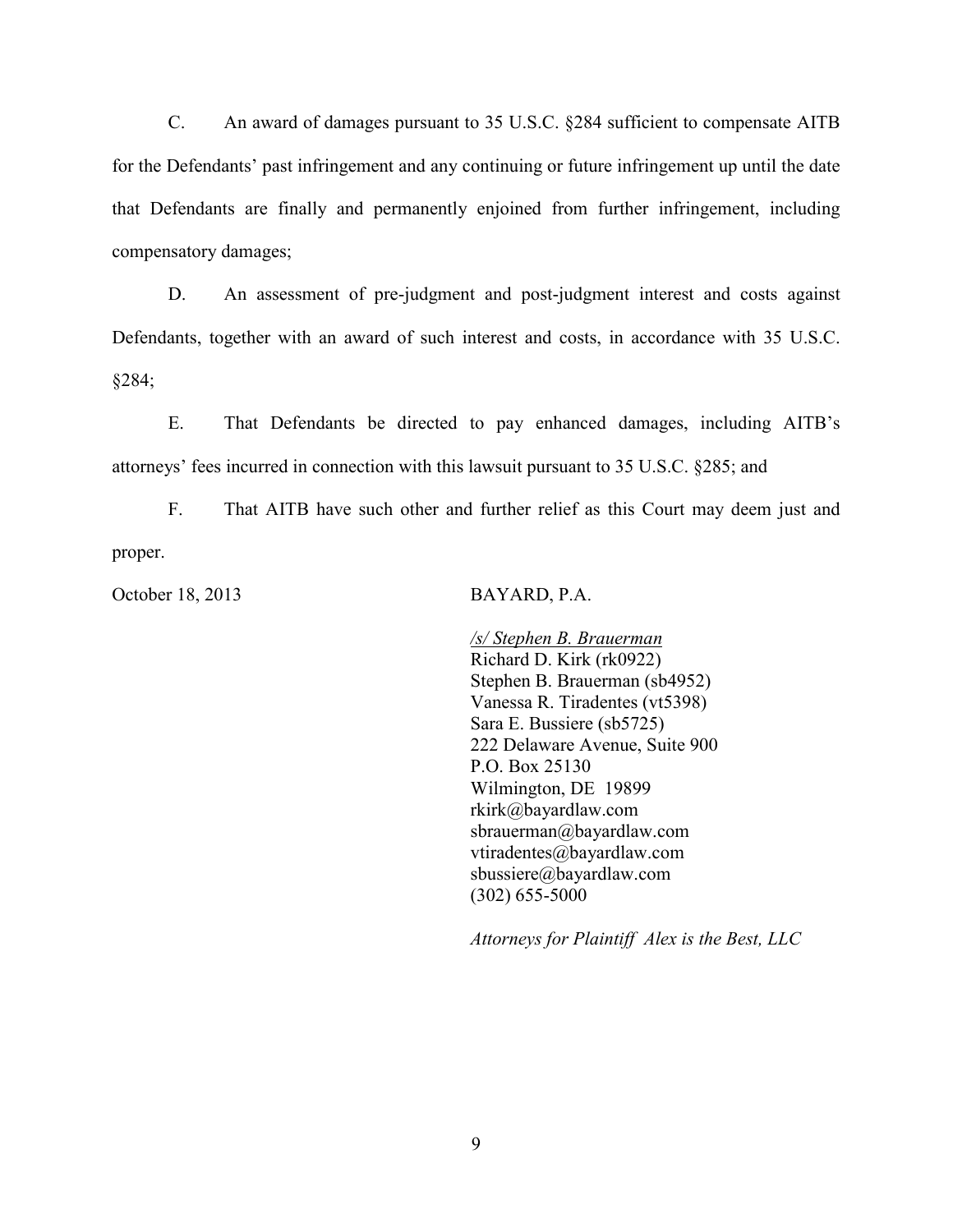C. An award of damages pursuant to 35 U.S.C. §284 sufficient to compensate AITB for the Defendants' past infringement and any continuing or future infringement up until the date that Defendants are finally and permanently enjoined from further infringement, including compensatory damages;

D. An assessment of pre-judgment and post-judgment interest and costs against Defendants, together with an award of such interest and costs, in accordance with 35 U.S.C. §284;

E. That Defendants be directed to pay enhanced damages, including AITB's attorneys' fees incurred in connection with this lawsuit pursuant to 35 U.S.C. §285; and

F. That AITB have such other and further relief as this Court may deem just and proper.

October 18, 2013

BAYARD, P.A.

*/s/ Stephen B. Brauerman*
Richard D. Kirk (rk0922)
Stephen B. Brauerman (sb4952)
Vanessa R. Tiradentes (vt5398)
Sara E. Bussiere (sb5725)
222 Delaware Avenue, Suite 900
P.O. Box 25130
Wilmington, DE 19899
rkirk@bayardlaw.com
sbrauerman@bayardlaw.com
vtiradentes@bayardlaw.com
sbussiere@bayardlaw.com
(302) 655-5000

*Attorneys for Plaintiff Alex is the Best, LLC*